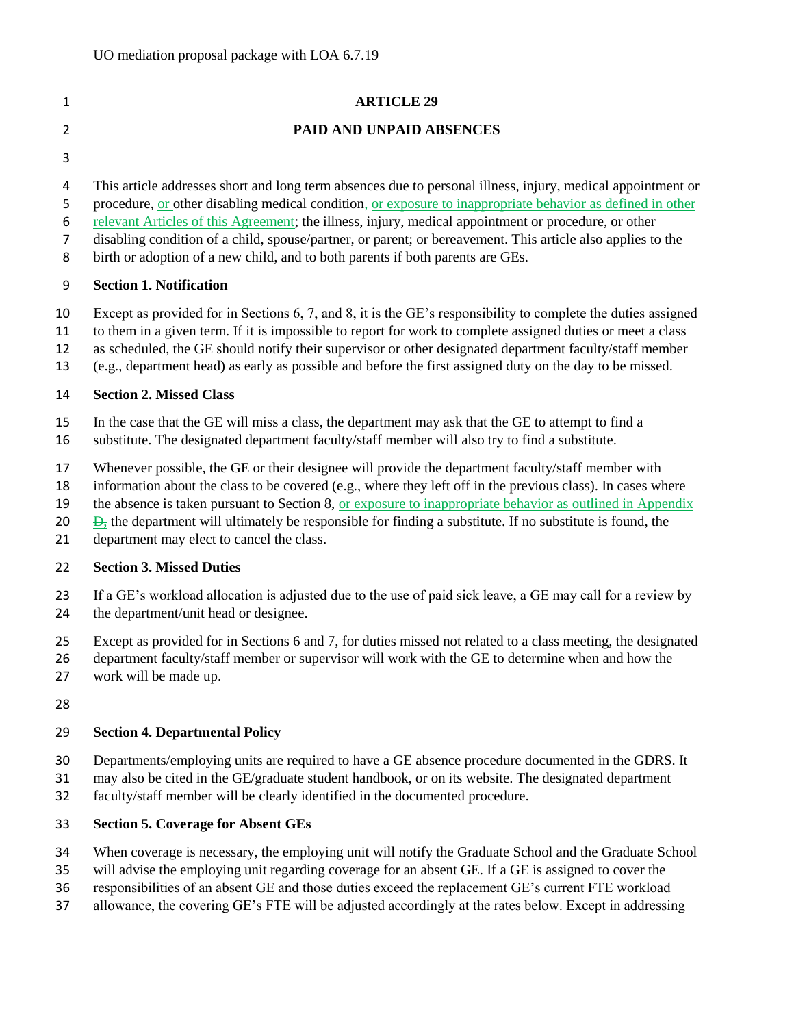# ARTICLE 29

## PAID AND UNPAID ABSENCES

This article addresses short and long term absences due to personal illness, injury, medical appointment or procedure, or other disabling medical condition~~, or exposure to inappropriate behavior as defined in other relevant Articles of this Agreement~~; the illness, injury, medical appointment or procedure, or other disabling condition of a child, spouse/partner, or parent; or bereavement. This article also applies to the birth or adoption of a new child, and to both parents if both parents are GEs.

**Section 1. Notification**

Except as provided for in Sections 6, 7, and 8, it is the GE's responsibility to complete the duties assigned to them in a given term. If it is impossible to report for work to complete assigned duties or meet a class as scheduled, the GE should notify their supervisor or other designated department faculty/staff member (e.g., department head) as early as possible and before the first assigned duty on the day to be missed.

**Section 2. Missed Class**

In the case that the GE will miss a class, the department may ask that the GE to attempt to find a substitute. The designated department faculty/staff member will also try to find a substitute.

Whenever possible, the GE or their designee will provide the department faculty/staff member with information about the class to be covered (e.g., where they left off in the previous class). In cases where the absence is taken pursuant to Section 8, ~~or exposure to inappropriate behavior as outlined in Appendix D,~~ the department will ultimately be responsible for finding a substitute. If no substitute is found, the department may elect to cancel the class.

**Section 3. Missed Duties**

If a GE's workload allocation is adjusted due to the use of paid sick leave, a GE may call for a review by the department/unit head or designee.

Except as provided for in Sections 6 and 7, for duties missed not related to a class meeting, the designated department faculty/staff member or supervisor will work with the GE to determine when and how the work will be made up.

**Section 4. Departmental Policy**

Departments/employing units are required to have a GE absence procedure documented in the GDRS. It may also be cited in the GE/graduate student handbook, or on its website. The designated department faculty/staff member will be clearly identified in the documented procedure.

**Section 5. Coverage for Absent GEs**

When coverage is necessary, the employing unit will notify the Graduate School and the Graduate School will advise the employing unit regarding coverage for an absent GE. If a GE is assigned to cover the responsibilities of an absent GE and those duties exceed the replacement GE's current FTE workload allowance, the covering GE's FTE will be adjusted accordingly at the rates below. Except in addressing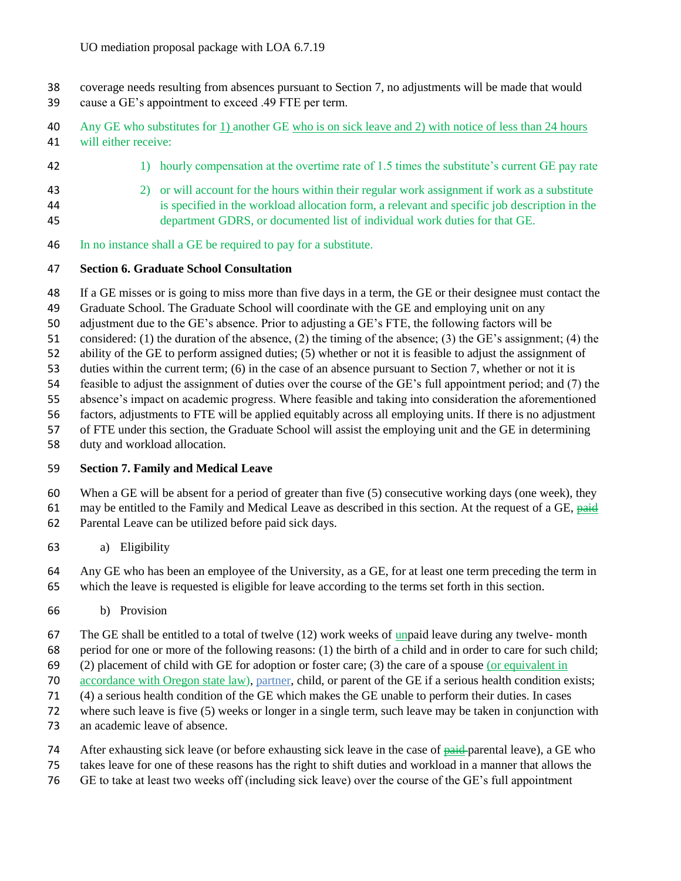coverage needs resulting from absences pursuant to Section 7, no adjustments will be made that would cause a GE's appointment to exceed .49 FTE per term.

Any GE who substitutes for 1) another GE who is on sick leave and 2) with notice of less than 24 hours will either receive:

1) hourly compensation at the overtime rate of 1.5 times the substitute's current GE pay rate
2) or will account for the hours within their regular work assignment if work as a substitute is specified in the workload allocation form, a relevant and specific job description in the department GDRS, or documented list of individual work duties for that GE.

In no instance shall a GE be required to pay for a substitute.

**Section 6. Graduate School Consultation**

If a GE misses or is going to miss more than five days in a term, the GE or their designee must contact the Graduate School. The Graduate School will coordinate with the GE and employing unit on any adjustment due to the GE's absence. Prior to adjusting a GE's FTE, the following factors will be considered: (1) the duration of the absence, (2) the timing of the absence; (3) the GE's assignment; (4) the ability of the GE to perform assigned duties; (5) whether or not it is feasible to adjust the assignment of duties within the current term; (6) in the case of an absence pursuant to Section 7, whether or not it is feasible to adjust the assignment of duties over the course of the GE's full appointment period; and (7) the absence's impact on academic progress. Where feasible and taking into consideration the aforementioned factors, adjustments to FTE will be applied equitably across all employing units. If there is no adjustment of FTE under this section, the Graduate School will assist the employing unit and the GE in determining duty and workload allocation.

**Section 7. Family and Medical Leave**

When a GE will be absent for a period of greater than five (5) consecutive working days (one week), they may be entitled to the Family and Medical Leave as described in this section. At the request of a GE, ~~paid~~ Parental Leave can be utilized before paid sick days.

a) Eligibility

Any GE who has been an employee of the University, as a GE, for at least one term preceding the term in which the leave is requested is eligible for leave according to the terms set forth in this section.

b) Provision

The GE shall be entitled to a total of twelve (12) work weeks of unpaid leave during any twelve- month period for one or more of the following reasons: (1) the birth of a child and in order to care for such child; (2) placement of child with GE for adoption or foster care; (3) the care of a spouse (or equivalent in accordance with Oregon state law), partner, child, or parent of the GE if a serious health condition exists; (4) a serious health condition of the GE which makes the GE unable to perform their duties. In cases where such leave is five (5) weeks or longer in a single term, such leave may be taken in conjunction with an academic leave of absence.

After exhausting sick leave (or before exhausting sick leave in the case of ~~paid~~ parental leave), a GE who takes leave for one of these reasons has the right to shift duties and workload in a manner that allows the GE to take at least two weeks off (including sick leave) over the course of the GE's full appointment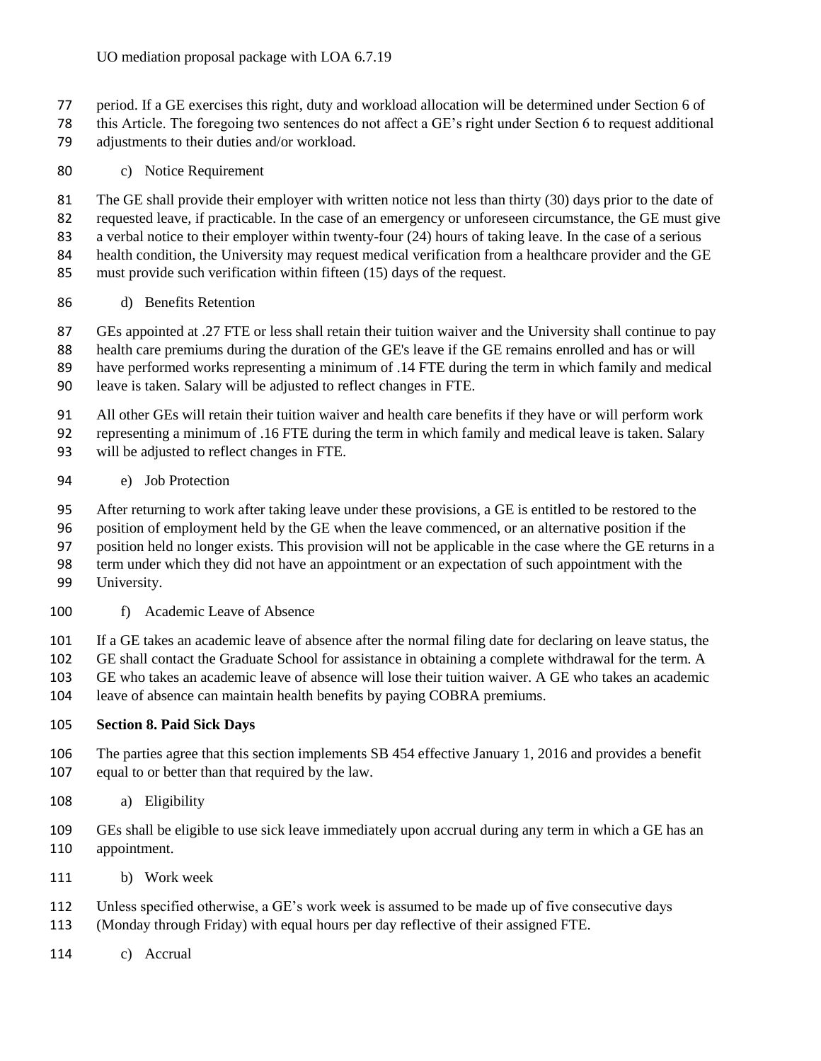period. If a GE exercises this right, duty and workload allocation will be determined under Section 6 of this Article. The foregoing two sentences do not affect a GE's right under Section 6 to request additional adjustments to their duties and/or workload.

c) Notice Requirement

The GE shall provide their employer with written notice not less than thirty (30) days prior to the date of requested leave, if practicable. In the case of an emergency or unforeseen circumstance, the GE must give a verbal notice to their employer within twenty-four (24) hours of taking leave. In the case of a serious health condition, the University may request medical verification from a healthcare provider and the GE must provide such verification within fifteen (15) days of the request.

d) Benefits Retention

GEs appointed at .27 FTE or less shall retain their tuition waiver and the University shall continue to pay health care premiums during the duration of the GE's leave if the GE remains enrolled and has or will have performed works representing a minimum of .14 FTE during the term in which family and medical leave is taken. Salary will be adjusted to reflect changes in FTE.

All other GEs will retain their tuition waiver and health care benefits if they have or will perform work representing a minimum of .16 FTE during the term in which family and medical leave is taken. Salary will be adjusted to reflect changes in FTE.

e) Job Protection

After returning to work after taking leave under these provisions, a GE is entitled to be restored to the position of employment held by the GE when the leave commenced, or an alternative position if the position held no longer exists. This provision will not be applicable in the case where the GE returns in a term under which they did not have an appointment or an expectation of such appointment with the University.

f) Academic Leave of Absence

If a GE takes an academic leave of absence after the normal filing date for declaring on leave status, the GE shall contact the Graduate School for assistance in obtaining a complete withdrawal for the term. A GE who takes an academic leave of absence will lose their tuition waiver. A GE who takes an academic leave of absence can maintain health benefits by paying COBRA premiums.

**Section 8. Paid Sick Days**

The parties agree that this section implements SB 454 effective January 1, 2016 and provides a benefit equal to or better than that required by the law.

a) Eligibility

GEs shall be eligible to use sick leave immediately upon accrual during any term in which a GE has an appointment.

b) Work week

Unless specified otherwise, a GE's work week is assumed to be made up of five consecutive days (Monday through Friday) with equal hours per day reflective of their assigned FTE.

c) Accrual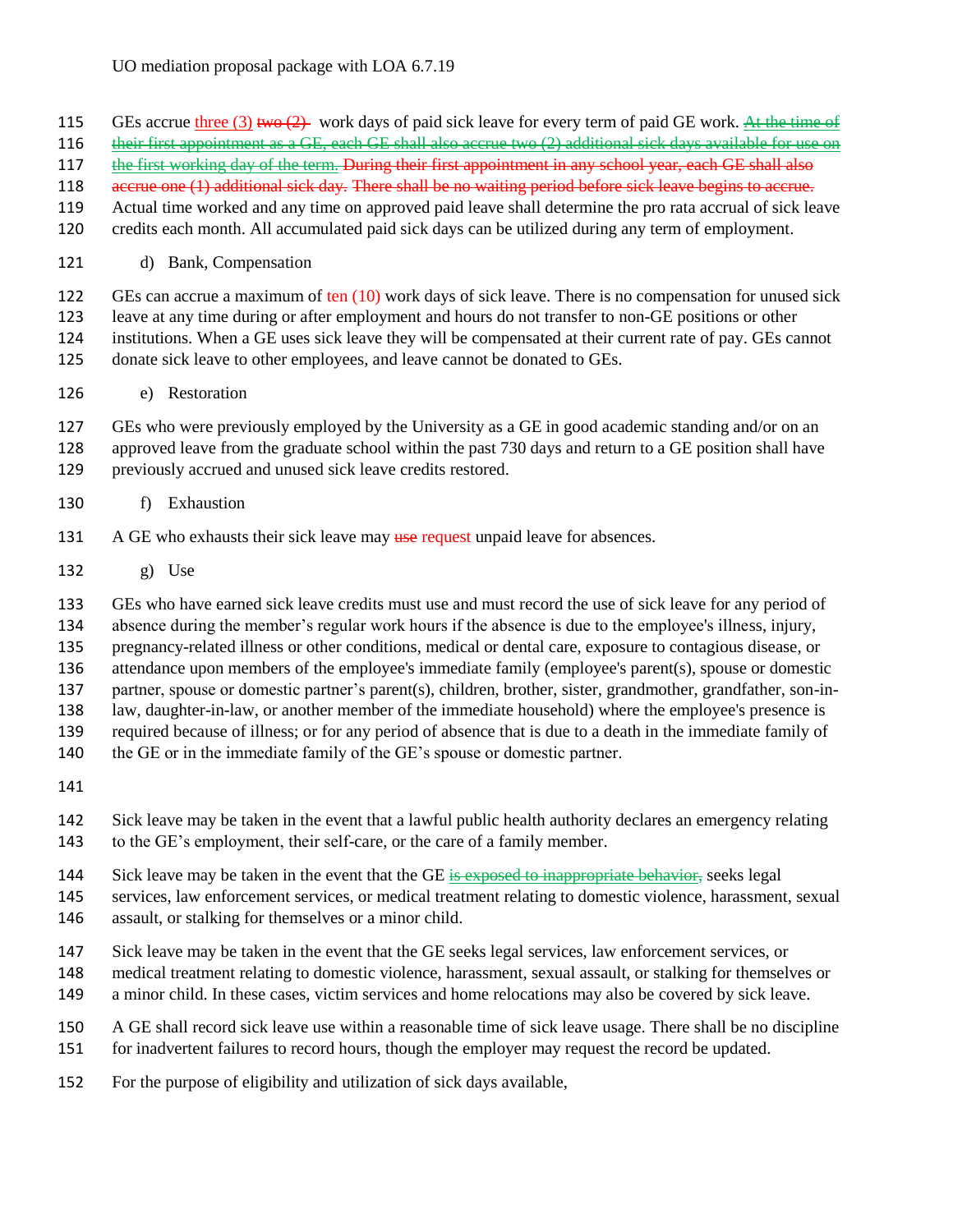GEs accrue three (3) ~~two (2)~~ work days of paid sick leave for every term of paid GE work. ~~At the time of their first appointment as a GE, each GE shall also accrue two (2) additional sick days available for use on the first working day of the term.~~ ~~During their first appointment in any school year, each GE shall also accrue one (1) additional sick day.~~ ~~There shall be no waiting period before sick leave begins to accrue.~~ Actual time worked and any time on approved paid leave shall determine the pro rata accrual of sick leave credits each month. All accumulated paid sick days can be utilized during any term of employment.

d) Bank, Compensation

GEs can accrue a maximum of ten (10) work days of sick leave. There is no compensation for unused sick leave at any time during or after employment and hours do not transfer to non-GE positions or other institutions. When a GE uses sick leave they will be compensated at their current rate of pay. GEs cannot donate sick leave to other employees, and leave cannot be donated to GEs.

e) Restoration

GEs who were previously employed by the University as a GE in good academic standing and/or on an approved leave from the graduate school within the past 730 days and return to a GE position shall have previously accrued and unused sick leave credits restored.

f) Exhaustion

A GE who exhausts their sick leave may ~~use~~ request unpaid leave for absences.

g) Use

GEs who have earned sick leave credits must use and must record the use of sick leave for any period of absence during the member's regular work hours if the absence is due to the employee's illness, injury, pregnancy-related illness or other conditions, medical or dental care, exposure to contagious disease, or attendance upon members of the employee's immediate family (employee's parent(s), spouse or domestic partner, spouse or domestic partner's parent(s), children, brother, sister, grandmother, grandfather, son-in-law, daughter-in-law, or another member of the immediate household) where the employee's presence is required because of illness; or for any period of absence that is due to a death in the immediate family of the GE or in the immediate family of the GE's spouse or domestic partner.

Sick leave may be taken in the event that a lawful public health authority declares an emergency relating to the GE's employment, their self-care, or the care of a family member.

Sick leave may be taken in the event that the GE ~~is exposed to inappropriate behavior,~~ seeks legal services, law enforcement services, or medical treatment relating to domestic violence, harassment, sexual assault, or stalking for themselves or a minor child.

Sick leave may be taken in the event that the GE seeks legal services, law enforcement services, or medical treatment relating to domestic violence, harassment, sexual assault, or stalking for themselves or a minor child. In these cases, victim services and home relocations may also be covered by sick leave.

A GE shall record sick leave use within a reasonable time of sick leave usage. There shall be no discipline for inadvertent failures to record hours, though the employer may request the record be updated.

For the purpose of eligibility and utilization of sick days available,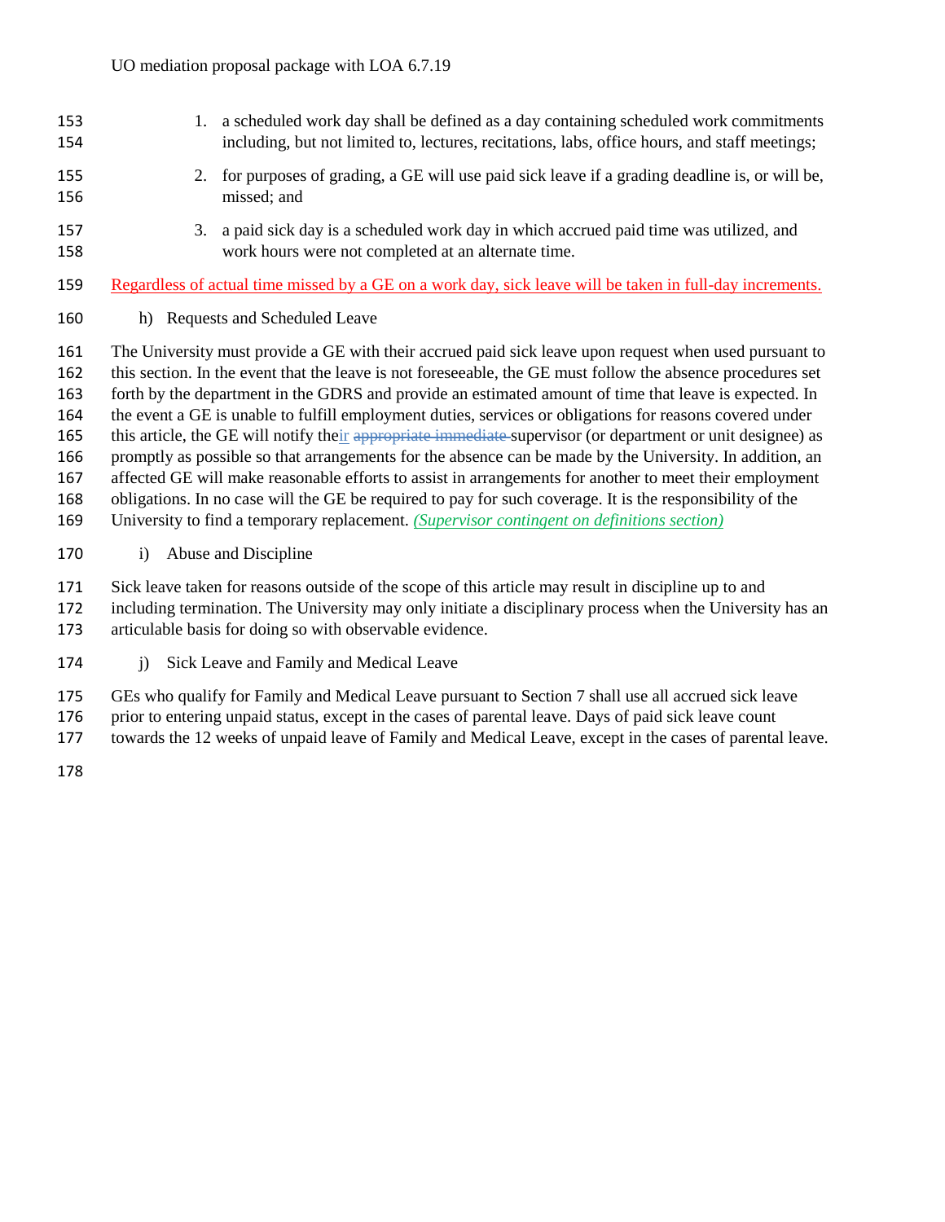1. a scheduled work day shall be defined as a day containing scheduled work commitments including, but not limited to, lectures, recitations, labs, office hours, and staff meetings;
2. for purposes of grading, a GE will use paid sick leave if a grading deadline is, or will be, missed; and
3. a paid sick day is a scheduled work day in which accrued paid time was utilized, and work hours were not completed at an alternate time.

Regardless of actual time missed by a GE on a work day, sick leave will be taken in full-day increments.

h) Requests and Scheduled Leave

The University must provide a GE with their accrued paid sick leave upon request when used pursuant to this section. In the event that the leave is not foreseeable, the GE must follow the absence procedures set forth by the department in the GDRS and provide an estimated amount of time that leave is expected. In the event a GE is unable to fulfill employment duties, services or obligations for reasons covered under this article, the GE will notify their ~~appropriate immediate~~ supervisor (or department or unit designee) as promptly as possible so that arrangements for the absence can be made by the University. In addition, an affected GE will make reasonable efforts to assist in arrangements for another to meet their employment obligations. In no case will the GE be required to pay for such coverage. It is the responsibility of the University to find a temporary replacement. *(Supervisor contingent on definitions section)*

i) Abuse and Discipline

Sick leave taken for reasons outside of the scope of this article may result in discipline up to and including termination. The University may only initiate a disciplinary process when the University has an articulable basis for doing so with observable evidence.

j) Sick Leave and Family and Medical Leave

GEs who qualify for Family and Medical Leave pursuant to Section 7 shall use all accrued sick leave prior to entering unpaid status, except in the cases of parental leave. Days of paid sick leave count towards the 12 weeks of unpaid leave of Family and Medical Leave, except in the cases of parental leave.